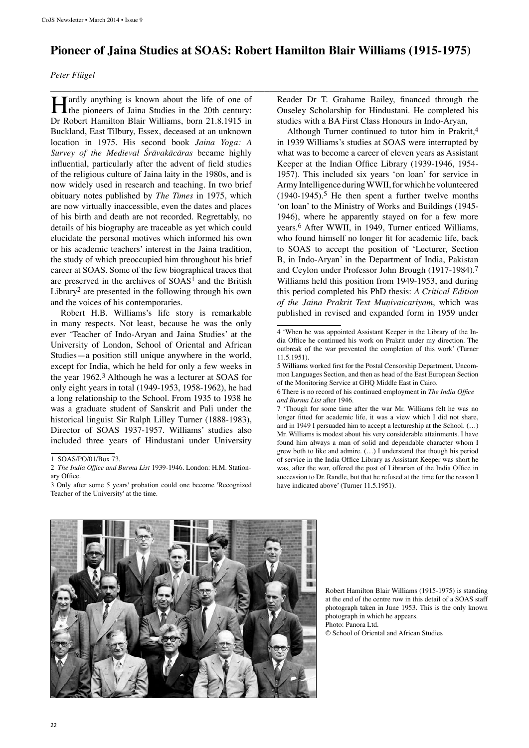# Pioneer of Jaina Studies at SOAS: Robert Hamilton Blair Williams (1915-1975)

*Peter Flügel*

Hardly anything is known about the life of one of the pioneers of Jaina Studies in the 20th century: Dr Robert Hamilton Blair Williams, born 21.8.1915 in Buckland, East Tilbury, Essex, deceased at an unknown location in 1975. His second book *Jaina Yoga: A Survey of the Medieval Śrāvakācāras* became highly influential, particularly after the advent of field studies of the religious culture of Jaina laity in the 1980s, and is now widely used in research and teaching. In two brief obituary notes published by *The Times* in 1975, which are now virtually inaccessible, even the dates and places of his birth and death are not recorded. Regrettably, no details of his biography are traceable as yet which could elucidate the personal motives which informed his own or his academic teachers' interest in the Jaina tradition, the study of which preoccupied him throughout his brief career at SOAS. Some of the few biographical traces that are preserved in the archives of SOAS[1] and the British Library[2] are presented in the following through his own and the voices of his contemporaries.

Robert H.B. Williams's life story is remarkable in many respects. Not least, because he was the only ever 'Teacher of Indo-Aryan and Jaina Studies' at the University of London, School of Oriental and African Studies—a position still unique anywhere in the world, except for India, which he held for only a few weeks in the year 1962.[3] Although he was a lecturer at SOAS for only eight years in total (1949-1953, 1958-1962), he had a long relationship to the School. From 1935 to 1938 he was a graduate student of Sanskrit and Pali under the historical linguist Sir Ralph Lilley Turner (1888-1983), Director of SOAS 1937-1957. Williams' studies also included three years of Hindustani under University Reader Dr T. Grahame Bailey, financed through the Ouseley Scholarship for Hindustani. He completed his studies with a BA First Class Honours in Indo-Aryan,

Although Turner continued to tutor him in Prakrit,[4] in 1939 Williams's studies at SOAS were interrupted by what was to become a career of eleven years as Assistant Keeper at the Indian Office Library (1939-1946, 1954-1957). This included six years 'on loan' for service in Army Intelligence during WWII, for which he volunteered (1940-1945).[5] He then spent a further twelve months 'on loan' to the Ministry of Works and Buildings (1945-1946), where he apparently stayed on for a few more years.[6] After WWII, in 1949, Turner enticed Williams, who found himself no longer fit for academic life, back to SOAS to accept the position of 'Lecturer, Section B, in Indo-Aryan' in the Department of India, Pakistan and Ceylon under Professor John Brough (1917-1984).[7] Williams held this position from 1949-1953, and during this period completed his PhD thesis: *A Critical Edition of the Jaina Prakrit Text Muṇivaicariyaṃ*, which was published in revised and expanded form in 1959 under

Robert Hamilton Blair Williams (1915-1975) is standing at the end of the centre row in this detail of a SOAS staff photograph taken in June 1953. This is the only known photograph in which he appears.
Photo: Panora Ltd.
© School of Oriental and African Studies

---

1 SOAS/PO/01/Box 73.

2 *The India Office and Burma List* 1939-1946. London: H.M. Stationary Office.

3 Only after some 5 years' probation could one become 'Recognized Teacher of the University' at the time.

4 'When he was appointed Assistant Keeper in the Library of the India Office he continued his work on Prakrit under my direction. The outbreak of the war prevented the completion of this work' (Turner 11.5.1951).

5 Williams worked first for the Postal Censorship Department, Uncommon Languages Section, and then as head of the East European Section of the Monitoring Service at GHQ Middle East in Cairo.

6 There is no record of his continued employment in *The India Office and Burma List* after 1946.

7 'Though for some time after the war Mr. Williams felt he was no longer fitted for academic life, it was a view which I did not share, and in 1949 I persuaded him to accept a lectureship at the School. (…) Mr. Williams is modest about his very considerable attainments. I have found him always a man of solid and dependable character whom I grew both to like and admire. (…) I understand that though his period of service in the India Office Library as Assistant Keeper was short he was, after the war, offered the post of Librarian of the India Office in succession to Dr. Randle, but that he refused at the time for the reason I have indicated above' (Turner 11.5.1951).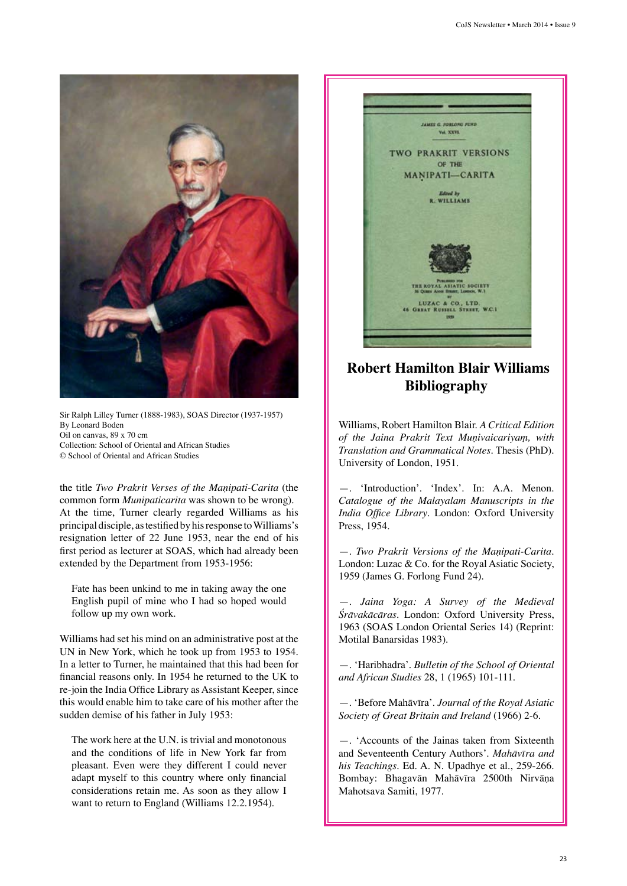Sir Ralph Lilley Turner (1888-1983), SOAS Director (1937-1957)
By Leonard Boden
Oil on canvas, 89 x 70 cm
Collection: School of Oriental and African Studies
© School of Oriental and African Studies

the title *Two Prakrit Verses of the Maṇipati-Carita* (the common form *Munipaticarita* was shown to be wrong). At the time, Turner clearly regarded Williams as his principal disciple, as testified by his response to Williams's resignation letter of 22 June 1953, near the end of his first period as lecturer at SOAS, which had already been extended by the Department from 1953-1956:

> Fate has been unkind to me in taking away the one English pupil of mine who I had so hoped would follow up my own work.

Williams had set his mind on an administrative post at the UN in New York, which he took up from 1953 to 1954. In a letter to Turner, he maintained that this had been for financial reasons only. In 1954 he returned to the UK to re-join the India Office Library as Assistant Keeper, since this would enable him to take care of his mother after the sudden demise of his father in July 1953:

> The work here at the U.N. is trivial and monotonous and the conditions of life in New York far from pleasant. Even were they different I could never adapt myself to this country where only financial considerations retain me. As soon as they allow I want to return to England (Williams 12.2.1954).

## Robert Hamilton Blair Williams Bibliography

Williams, Robert Hamilton Blair. *A Critical Edition of the Jaina Prakrit Text Muṇivaicariyaṃ, with Translation and Grammatical Notes*. Thesis (PhD). University of London, 1951.

—. 'Introduction'. 'Index'. In: A.A. Menon. *Catalogue of the Malayalam Manuscripts in the India Office Library*. London: Oxford University Press, 1954.

—. *Two Prakrit Versions of the Maṇipati-Carita*. London: Luzac & Co. for the Royal Asiatic Society, 1959 (James G. Forlong Fund 24).

—. *Jaina Yoga: A Survey of the Medieval Śrāvakācāras*. London: Oxford University Press, 1963 (SOAS London Oriental Series 14) (Reprint: Motilal Banarsidas 1983).

—. 'Haribhadra'. *Bulletin of the School of Oriental and African Studies* 28, 1 (1965) 101-111.

—. 'Before Mahāvīra'. *Journal of the Royal Asiatic Society of Great Britain and Ireland* (1966) 2-6.

—. 'Accounts of the Jainas taken from Sixteenth and Seventeenth Century Authors'. *Mahāvīra and his Teachings*. Ed. A. N. Upadhye et al., 259-266. Bombay: Bhagavān Mahāvīra 2500th Nirvāṇa Mahotsava Samiti, 1977.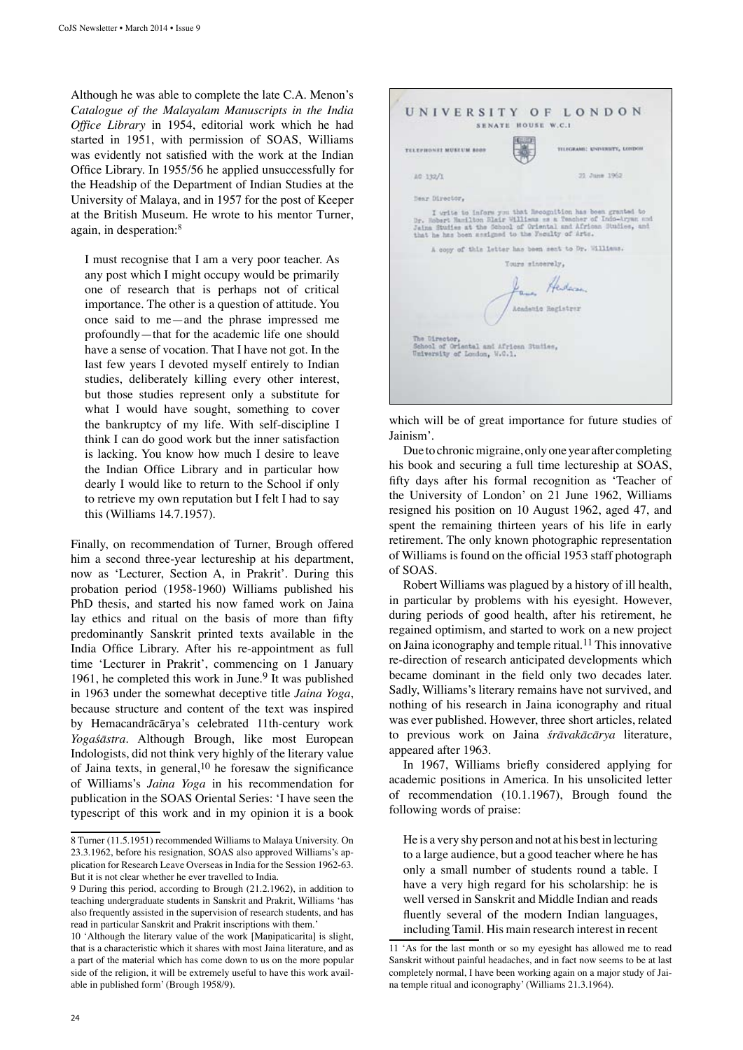Although he was able to complete the late C.A. Menon's *Catalogue of the Malayalam Manuscripts in the India Office Library* in 1954, editorial work which he had started in 1951, with permission of SOAS, Williams was evidently not satisfied with the work at the Indian Office Library. In 1955/56 he applied unsuccessfully for the Headship of the Department of Indian Studies at the University of Malaya, and in 1957 for the post of Keeper at the British Museum. He wrote to his mentor Turner, again, in desperation:[8]

> I must recognise that I am a very poor teacher. As any post which I might occupy would be primarily one of research that is perhaps not of critical importance. The other is a question of attitude. You once said to me—and the phrase impressed me profoundly—that for the academic life one should have a sense of vocation. That I have not got. In the last few years I devoted myself entirely to Indian studies, deliberately killing every other interest, but those studies represent only a substitute for what I would have sought, something to cover the bankruptcy of my life. With self-discipline I think I can do good work but the inner satisfaction is lacking. You know how much I desire to leave the Indian Office Library and in particular how dearly I would like to return to the School if only to retrieve my own reputation but I felt I had to say this (Williams 14.7.1957).

Finally, on recommendation of Turner, Brough offered him a second three-year lectureship at his department, now as 'Lecturer, Section A, in Prakrit'. During this probation period (1958-1960) Williams published his PhD thesis, and started his now famed work on Jaina lay ethics and ritual on the basis of more than fifty predominantly Sanskrit printed texts available in the India Office Library. After his re-appointment as full time 'Lecturer in Prakrit', commencing on 1 January 1961, he completed this work in June.[9] It was published in 1963 under the somewhat deceptive title *Jaina Yoga*, because structure and content of the text was inspired by Hemacandrācārya's celebrated 11th-century work *Yogaśāstra*. Although Brough, like most European Indologists, did not think very highly of the literary value of Jaina texts, in general,[10] he foresaw the significance of Williams's *Jaina Yoga* in his recommendation for publication in the SOAS Oriental Series: 'I have seen the typescript of this work and in my opinion it is a book which will be of great importance for future studies of Jainism'.

> UNIVERSITY OF LONDON
> SENATE HOUSE W.C.1
>
> TELEPHONE: MUSEUM 8000 — TELEGRAMS: UNIVERSITY, LONDON
>
> AC 132/1 — 21 June 1962
>
> Dear Director,
>
> I write to inform you that Recognition has been granted to Dr. Robert Hamilton Blair Williams as a Teacher of Indo-Aryan and Jaina Studies at the School of Oriental and African Studies, and that he has been assigned to the Faculty of Arts.
>
> A copy of this letter has been sent to Dr. Williams.
>
> Yours sincerely,
>
> Academic Registrar
>
> The Director,
> School of Oriental and African Studies,
> University of London, W.C.1.

Due to chronic migraine, only one year after completing his book and securing a full time lectureship at SOAS, fifty days after his formal recognition as 'Teacher of the University of London' on 21 June 1962, Williams resigned his position on 10 August 1962, aged 47, and spent the remaining thirteen years of his life in early retirement. The only known photographic representation of Williams is found on the official 1953 staff photograph of SOAS.

Robert Williams was plagued by a history of ill health, in particular by problems with his eyesight. However, during periods of good health, after his retirement, he regained optimism, and started to work on a new project on Jaina iconography and temple ritual.[11] This innovative re-direction of research anticipated developments which became dominant in the field only two decades later. Sadly, Williams's literary remains have not survived, and nothing of his research in Jaina iconography and ritual was ever published. However, three short articles, related to previous work on Jaina *śrāvakācārya* literature, appeared after 1963.

In 1967, Williams briefly considered applying for academic positions in America. In his unsolicited letter of recommendation (10.1.1967), Brough found the following words of praise:

> He is a very shy person and not at his best in lecturing to a large audience, but a good teacher where he has only a small number of students round a table. I have a very high regard for his scholarship: he is well versed in Sanskrit and Middle Indian and reads fluently several of the modern Indian languages, including Tamil. His main research interest in recent

---

8 Turner (11.5.1951) recommended Williams to Malaya University. On 23.3.1962, before his resignation, SOAS also approved Williams's application for Research Leave Overseas in India for the Session 1962-63. But it is not clear whether he ever travelled to India.

9 During this period, according to Brough (21.2.1962), in addition to teaching undergraduate students in Sanskrit and Prakrit, Williams 'has also frequently assisted in the supervision of research students, and has read in particular Sanskrit and Prakrit inscriptions with them.'

10 'Although the literary value of the work [Maṇipaticarita] is slight, that is a characteristic which it shares with most Jaina literature, and as a part of the material which has come down to us on the more popular side of the religion, it will be extremely useful to have this work available in published form' (Brough 1958/9).

11 'As for the last month or so my eyesight has allowed me to read Sanskrit without painful headaches, and in fact now seems to be at last completely normal, I have been working again on a major study of Jaina temple ritual and iconography' (Williams 21.3.1964).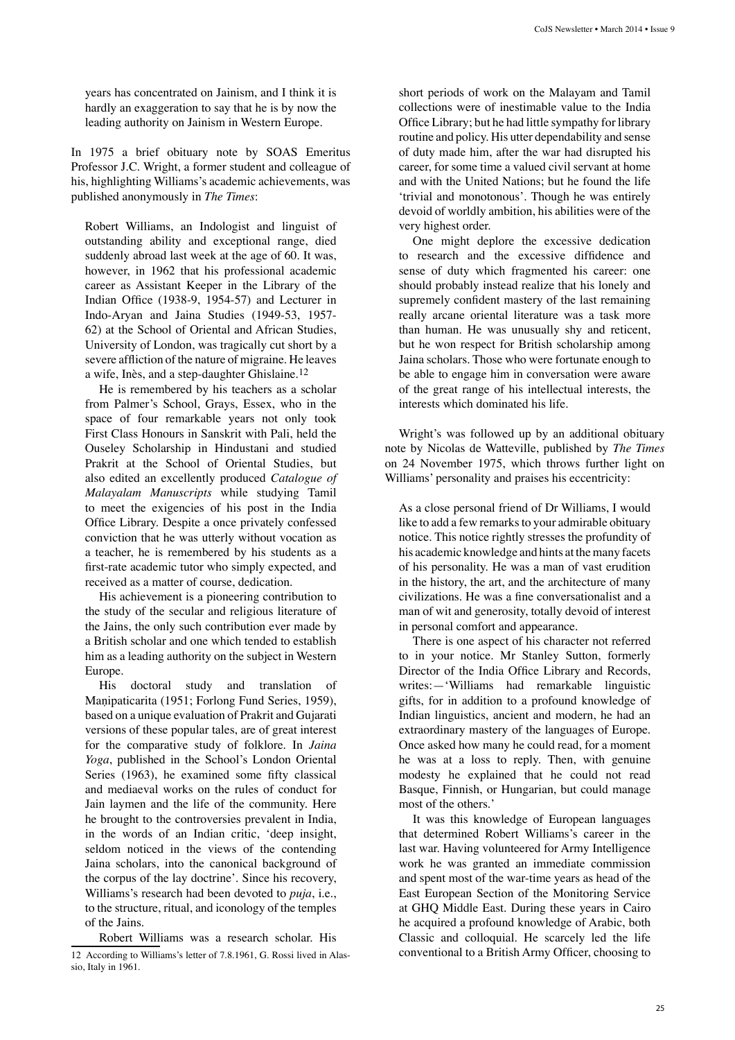years has concentrated on Jainism, and I think it is hardly an exaggeration to say that he is by now the leading authority on Jainism in Western Europe.

In 1975 a brief obituary note by SOAS Emeritus Professor J.C. Wright, a former student and colleague of his, highlighting Williams's academic achievements, was published anonymously in *The Times*:

> Robert Williams, an Indologist and linguist of outstanding ability and exceptional range, died suddenly abroad last week at the age of 60. It was, however, in 1962 that his professional academic career as Assistant Keeper in the Library of the Indian Office (1938-9, 1954-57) and Lecturer in Indo-Aryan and Jaina Studies (1949-53, 1957-62) at the School of Oriental and African Studies, University of London, was tragically cut short by a severe affliction of the nature of migraine. He leaves a wife, Inès, and a step-daughter Ghislaine.[12]
>
> He is remembered by his teachers as a scholar from Palmer's School, Grays, Essex, who in the space of four remarkable years not only took First Class Honours in Sanskrit with Pali, held the Ouseley Scholarship in Hindustani and studied Prakrit at the School of Oriental Studies, but also edited an excellently produced *Catalogue of Malayalam Manuscripts* while studying Tamil to meet the exigencies of his post in the India Office Library. Despite a once privately confessed conviction that he was utterly without vocation as a teacher, he is remembered by his students as a first-rate academic tutor who simply expected, and received as a matter of course, dedication.
>
> His achievement is a pioneering contribution to the study of the secular and religious literature of the Jains, the only such contribution ever made by a British scholar and one which tended to establish him as a leading authority on the subject in Western Europe.
>
> His doctoral study and translation of Maṇipaticarita (1951; Forlong Fund Series, 1959), based on a unique evaluation of Prakrit and Gujarati versions of these popular tales, are of great interest for the comparative study of folklore. In *Jaina Yoga*, published in the School's London Oriental Series (1963), he examined some fifty classical and mediaeval works on the rules of conduct for Jain laymen and the life of the community. Here he brought to the controversies prevalent in India, in the words of an Indian critic, 'deep insight, seldom noticed in the views of the contending Jaina scholars, into the canonical background of the corpus of the lay doctrine'. Since his recovery, Williams's research had been devoted to *puja*, i.e., to the structure, ritual, and iconology of the temples of the Jains.
>
> Robert Williams was a research scholar. His short periods of work on the Malayam and Tamil collections were of inestimable value to the India Office Library; but he had little sympathy for library routine and policy. His utter dependability and sense of duty made him, after the war had disrupted his career, for some time a valued civil servant at home and with the United Nations; but he found the life 'trivial and monotonous'. Though he was entirely devoid of worldly ambition, his abilities were of the very highest order.
>
> One might deplore the excessive dedication to research and the excessive diffidence and sense of duty which fragmented his career: one should probably instead realize that his lonely and supremely confident mastery of the last remaining really arcane oriental literature was a task more than human. He was unusually shy and reticent, but he won respect for British scholarship among Jaina scholars. Those who were fortunate enough to be able to engage him in conversation were aware of the great range of his intellectual interests, the interests which dominated his life.

Wright's was followed up by an additional obituary note by Nicolas de Watteville, published by *The Times* on 24 November 1975, which throws further light on Williams' personality and praises his eccentricity:

> As a close personal friend of Dr Williams, I would like to add a few remarks to your admirable obituary notice. This notice rightly stresses the profundity of his academic knowledge and hints at the many facets of his personality. He was a man of vast erudition in the history, the art, and the architecture of many civilizations. He was a fine conversationalist and a man of wit and generosity, totally devoid of interest in personal comfort and appearance.
>
> There is one aspect of his character not referred to in your notice. Mr Stanley Sutton, formerly Director of the India Office Library and Records, writes:—'Williams had remarkable linguistic gifts, for in addition to a profound knowledge of Indian linguistics, ancient and modern, he had an extraordinary mastery of the languages of Europe. Once asked how many he could read, for a moment he was at a loss to reply. Then, with genuine modesty he explained that he could not read Basque, Finnish, or Hungarian, but could manage most of the others.'
>
> It was this knowledge of European languages that determined Robert Williams's career in the last war. Having volunteered for Army Intelligence work he was granted an immediate commission and spent most of the war-time years as head of the East European Section of the Monitoring Service at GHQ Middle East. During these years in Cairo he acquired a profound knowledge of Arabic, both Classic and colloquial. He scarcely led the life conventional to a British Army Officer, choosing to

---

12 According to Williams's letter of 7.8.1961, G. Rossi lived in Alassio, Italy in 1961.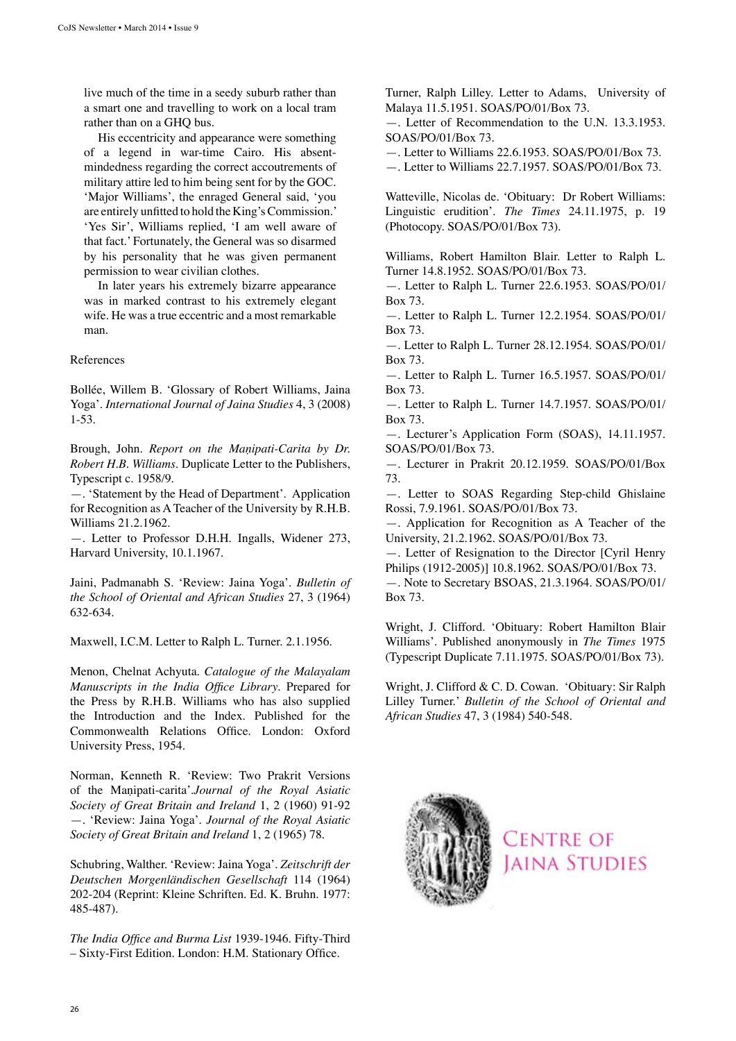live much of the time in a seedy suburb rather than a smart one and travelling to work on a local tram rather than on a GHQ bus.

His eccentricity and appearance were something of a legend in war-time Cairo. His absent-mindedness regarding the correct accoutrements of military attire led to him being sent for by the GOC. 'Major Williams', the enraged General said, 'you are entirely unfitted to hold the King's Commission.' 'Yes Sir', Williams replied, 'I am well aware of that fact.' Fortunately, the General was so disarmed by his personality that he was given permanent permission to wear civilian clothes.

In later years his extremely bizarre appearance was in marked contrast to his extremely elegant wife. He was a true eccentric and a most remarkable man.

References

Bollée, Willem B. 'Glossary of Robert Williams, Jaina Yoga'. *International Journal of Jaina Studies* 4, 3 (2008) 1-53.

Brough, John. *Report on the Maṇipati-Carita by Dr. Robert H.B. Williams*. Duplicate Letter to the Publishers, Typescript c. 1958/9.
—. 'Statement by the Head of Department'. Application for Recognition as A Teacher of the University by R.H.B. Williams 21.2.1962.
—. Letter to Professor D.H.H. Ingalls, Widener 273, Harvard University, 10.1.1967.

Jaini, Padmanabh S. 'Review: Jaina Yoga'. *Bulletin of the School of Oriental and African Studies* 27, 3 (1964) 632-634.

Maxwell, I.C.M. Letter to Ralph L. Turner. 2.1.1956.

Menon, Chelnat Achyuta. *Catalogue of the Malayalam Manuscripts in the India Office Library*. Prepared for the Press by R.H.B. Williams who has also supplied the Introduction and the Index. Published for the Commonwealth Relations Office. London: Oxford University Press, 1954.

Norman, Kenneth R. 'Review: Two Prakrit Versions of the Maṇipati-carita'.*Journal of the Royal Asiatic Society of Great Britain and Ireland* 1, 2 (1960) 91-92
—. 'Review: Jaina Yoga'. *Journal of the Royal Asiatic Society of Great Britain and Ireland* 1, 2 (1965) 78.

Schubring, Walther. 'Review: Jaina Yoga'. *Zeitschrift der Deutschen Morgenländischen Gesellschaft* 114 (1964) 202-204 (Reprint: Kleine Schriften. Ed. K. Bruhn. 1977: 485-487).

*The India Office and Burma List* 1939-1946. Fifty-Third – Sixty-First Edition. London: H.M. Stationary Office.

Turner, Ralph Lilley. Letter to Adams, University of Malaya 11.5.1951. SOAS/PO/01/Box 73.
—. Letter of Recommendation to the U.N. 13.3.1953. SOAS/PO/01/Box 73.
—. Letter to Williams 22.6.1953. SOAS/PO/01/Box 73.
—. Letter to Williams 22.7.1957. SOAS/PO/01/Box 73.

Watteville, Nicolas de. 'Obituary: Dr Robert Williams: Linguistic erudition'. *The Times* 24.11.1975, p. 19 (Photocopy. SOAS/PO/01/Box 73).

Williams, Robert Hamilton Blair. Letter to Ralph L. Turner 14.8.1952. SOAS/PO/01/Box 73.
—. Letter to Ralph L. Turner 22.6.1953. SOAS/PO/01/Box 73.
—. Letter to Ralph L. Turner 12.2.1954. SOAS/PO/01/Box 73.
—. Letter to Ralph L. Turner 28.12.1954. SOAS/PO/01/Box 73.
—. Letter to Ralph L. Turner 16.5.1957. SOAS/PO/01/Box 73.
—. Letter to Ralph L. Turner 14.7.1957. SOAS/PO/01/Box 73.
—. Lecturer's Application Form (SOAS), 14.11.1957. SOAS/PO/01/Box 73.
—. Lecturer in Prakrit 20.12.1959. SOAS/PO/01/Box 73.
—. Letter to SOAS Regarding Step-child Ghislaine Rossi, 7.9.1961. SOAS/PO/01/Box 73.
—. Application for Recognition as A Teacher of the University, 21.2.1962. SOAS/PO/01/Box 73.
—. Letter of Resignation to the Director [Cyril Henry Philips (1912-2005)] 10.8.1962. SOAS/PO/01/Box 73.
—. Note to Secretary BSOAS, 21.3.1964. SOAS/PO/01/Box 73.

Wright, J. Clifford. 'Obituary: Robert Hamilton Blair Williams'. Published anonymously in *The Times* 1975 (Typescript Duplicate 7.11.1975. SOAS/PO/01/Box 73).

Wright, J. Clifford & C. D. Cowan. 'Obituary: Sir Ralph Lilley Turner.' *Bulletin of the School of Oriental and African Studies* 47, 3 (1984) 540-548.

CENTRE OF JAINA STUDIES